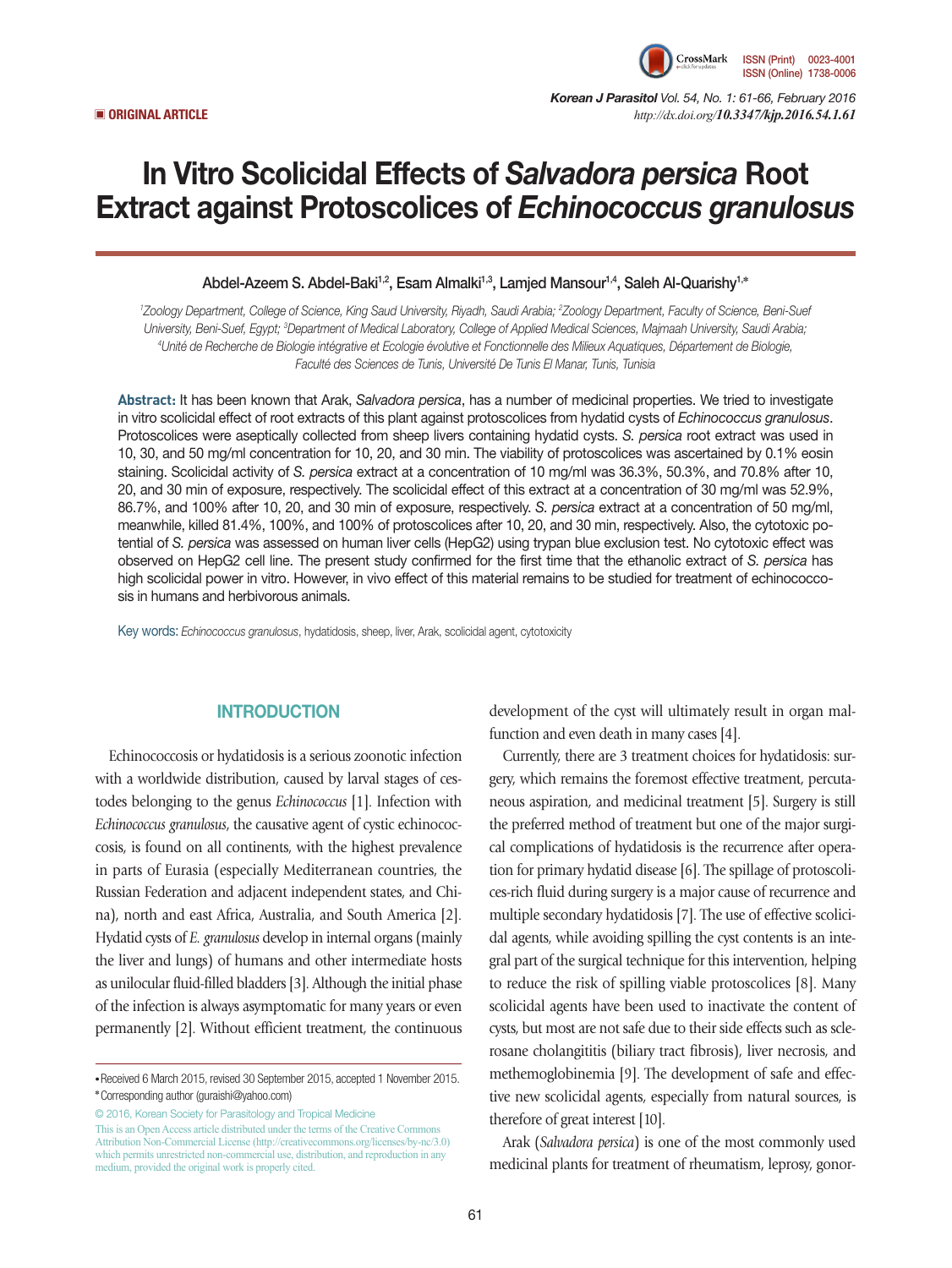■ ORIGINAL ARTICLE

# In Vitro Scolicidal Effects of *Salvadora persica* Root Extract against Protoscolices of *Echinococcus granulosus*

Abdel-Azeem S. Abdel-Baki[1,2], Esam Almalki[1,3], Lamjed Mansour[1,4], Saleh Al-Quarishy[1,*]

[1]Zoology Department, College of Science, King Saud University, Riyadh, Saudi Arabia; [2]Zoology Department, Faculty of Science, Beni-Suef University, Beni-Suef, Egypt; [3]Department of Medical Laboratory, College of Applied Medical Sciences, Majmaah University, Saudi Arabia; [4]Unité de Recherche de Biologie intégrative et Ecologie évolutive et Fonctionnelle des Milieux Aquatiques, Département de Biologie, Faculté des Sciences de Tunis, Université De Tunis El Manar, Tunis, Tunisia

**Abstract:** It has been known that Arak, *Salvadora persica*, has a number of medicinal properties. We tried to investigate in vitro scolicidal effect of root extracts of this plant against protoscolices from hydatid cysts of *Echinococcus granulosus*. Protoscolices were aseptically collected from sheep livers containing hydatid cysts. *S. persica* root extract was used in 10, 30, and 50 mg/ml concentration for 10, 20, and 30 min. The viability of protoscolices was ascertained by 0.1% eosin staining. Scolicidal activity of *S. persica* extract at a concentration of 10 mg/ml was 36.3%, 50.3%, and 70.8% after 10, 20, and 30 min of exposure, respectively. The scolicidal effect of this extract at a concentration of 30 mg/ml was 52.9%, 86.7%, and 100% after 10, 20, and 30 min of exposure, respectively. *S. persica* extract at a concentration of 50 mg/ml, meanwhile, killed 81.4%, 100%, and 100% of protoscolices after 10, 20, and 30 min, respectively. Also, the cytotoxic potential of *S. persica* was assessed on human liver cells (HepG2) using trypan blue exclusion test. No cytotoxic effect was observed on HepG2 cell line. The present study confirmed for the first time that the ethanolic extract of *S. persica* has high scolicidal power in vitro. However, in vivo effect of this material remains to be studied for treatment of echinococcosis in humans and herbivorous animals.

Key words: *Echinococcus granulosus*, hydatidosis, sheep, liver, Arak, scolicidal agent, cytotoxicity

## INTRODUCTION

Echinococcosis or hydatidosis is a serious zoonotic infection with a worldwide distribution, caused by larval stages of cestodes belonging to the genus *Echinococcus* [1]. Infection with *Echinococcus granulosus*, the causative agent of cystic echinococcosis, is found on all continents, with the highest prevalence in parts of Eurasia (especially Mediterranean countries, the Russian Federation and adjacent independent states, and China), north and east Africa, Australia, and South America [2]. Hydatid cysts of *E. granulosus* develop in internal organs (mainly the liver and lungs) of humans and other intermediate hosts as unilocular fluid-filled bladders [3]. Although the initial phase of the infection is always asymptomatic for many years or even permanently [2]. Without efficient treatment, the continuous development of the cyst will ultimately result in organ malfunction and even death in many cases [4].

Currently, there are 3 treatment choices for hydatidosis: surgery, which remains the foremost effective treatment, percutaneous aspiration, and medicinal treatment [5]. Surgery is still the preferred method of treatment but one of the major surgical complications of hydatidosis is the recurrence after operation for primary hydatid disease [6]. The spillage of protoscolices-rich fluid during surgery is a major cause of recurrence and multiple secondary hydatidosis [7]. The use of effective scolicidal agents, while avoiding spilling the cyst contents is an integral part of the surgical technique for this intervention, helping to reduce the risk of spilling viable protoscolices [8]. Many scolicidal agents have been used to inactivate the content of cysts, but most are not safe due to their side effects such as sclerosane cholangititis (biliary tract fibrosis), liver necrosis, and methemoglobinemia [9]. The development of safe and effective new scolicidal agents, especially from natural sources, is therefore of great interest [10].

Arak (*Salvadora persica*) is one of the most commonly used medicinal plants for treatment of rheumatism, leprosy, gonor-

• Received 6 March 2015, revised 30 September 2015, accepted 1 November 2015.
* Corresponding author (guraishi@yahoo.com)

© 2016, Korean Society for Parasitology and Tropical Medicine
This is an Open Access article distributed under the terms of the Creative Commons Attribution Non-Commercial License (http://creativecommons.org/licenses/by-nc/3.0) which permits unrestricted non-commercial use, distribution, and reproduction in any medium, provided the original work is properly cited.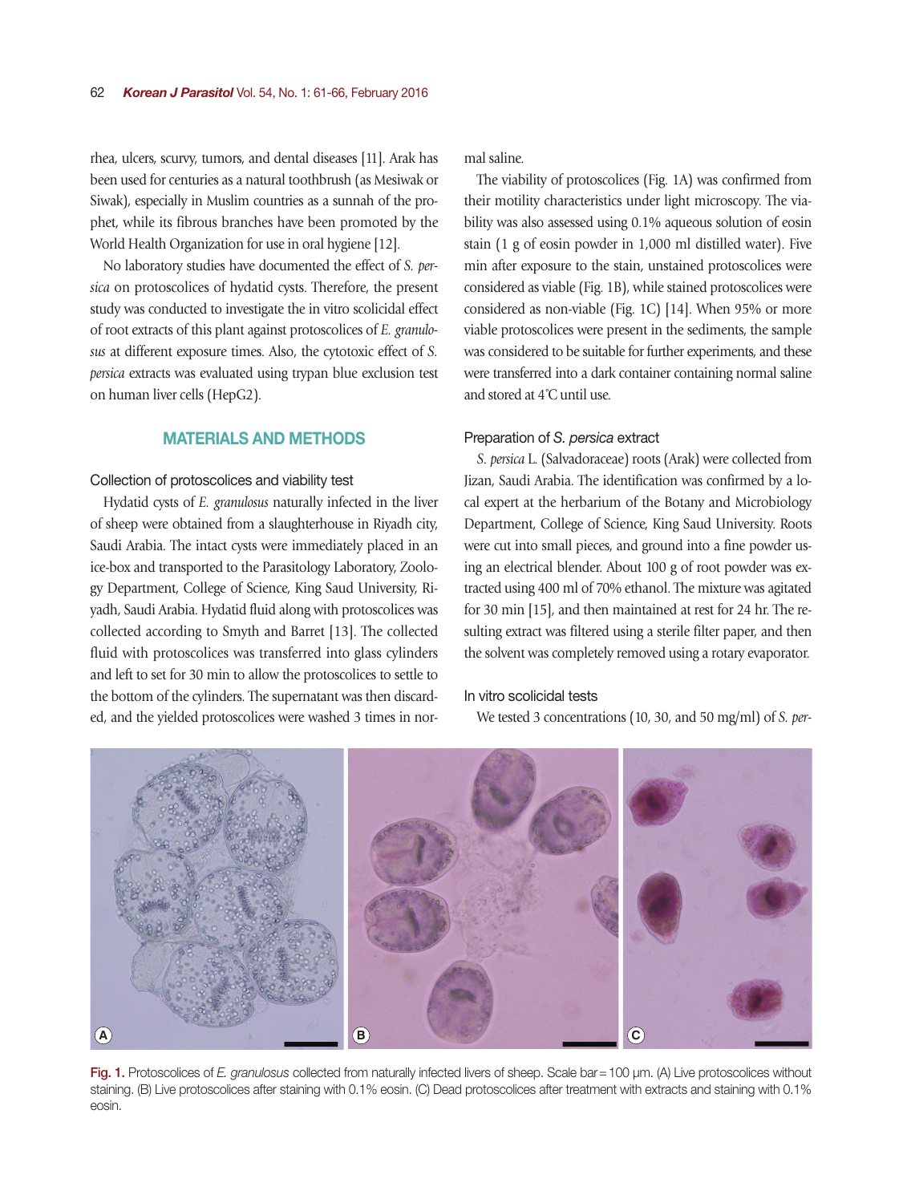rhea, ulcers, scurvy, tumors, and dental diseases [11]. Arak has been used for centuries as a natural toothbrush (as Mesiwak or Siwak), especially in Muslim countries as a sunnah of the prophet, while its fibrous branches have been promoted by the World Health Organization for use in oral hygiene [12].

No laboratory studies have documented the effect of *S. persica* on protoscolices of hydatid cysts. Therefore, the present study was conducted to investigate the in vitro scolicidal effect of root extracts of this plant against protoscolices of *E. granulosus* at different exposure times. Also, the cytotoxic effect of *S. persica* extracts was evaluated using trypan blue exclusion test on human liver cells (HepG2).

## MATERIALS AND METHODS

### Collection of protoscolices and viability test

Hydatid cysts of *E. granulosus* naturally infected in the liver of sheep were obtained from a slaughterhouse in Riyadh city, Saudi Arabia. The intact cysts were immediately placed in an ice-box and transported to the Parasitology Laboratory, Zoology Department, College of Science, King Saud University, Riyadh, Saudi Arabia. Hydatid fluid along with protoscolices was collected according to Smyth and Barret [13]. The collected fluid with protoscolices was transferred into glass cylinders and left to set for 30 min to allow the protoscolices to settle to the bottom of the cylinders. The supernatant was then discarded, and the yielded protoscolices were washed 3 times in normal saline.

The viability of protoscolices (Fig. 1A) was confirmed from their motility characteristics under light microscopy. The viability was also assessed using 0.1% aqueous solution of eosin stain (1 g of eosin powder in 1,000 ml distilled water). Five min after exposure to the stain, unstained protoscolices were considered as viable (Fig. 1B), while stained protoscolices were considered as non-viable (Fig. 1C) [14]. When 95% or more viable protoscolices were present in the sediments, the sample was considered to be suitable for further experiments, and these were transferred into a dark container containing normal saline and stored at 4˚C until use.

### Preparation of *S. persica* extract

*S. persica* L. (Salvadoraceae) roots (Arak) were collected from Jizan, Saudi Arabia. The identification was confirmed by a local expert at the herbarium of the Botany and Microbiology Department, College of Science, King Saud University. Roots were cut into small pieces, and ground into a fine powder using an electrical blender. About 100 g of root powder was extracted using 400 ml of 70% ethanol. The mixture was agitated for 30 min [15], and then maintained at rest for 24 hr. The resulting extract was filtered using a sterile filter paper, and then the solvent was completely removed using a rotary evaporator.

### In vitro scolicidal tests

We tested 3 concentrations (10, 30, and 50 mg/ml) of *S. per-*

Fig. 1. Protoscolices of *E. granulosus* collected from naturally infected livers of sheep. Scale bar = 100 µm. (A) Live protoscolices without staining. (B) Live protoscolices after staining with 0.1% eosin. (C) Dead protoscolices after treatment with extracts and staining with 0.1% eosin.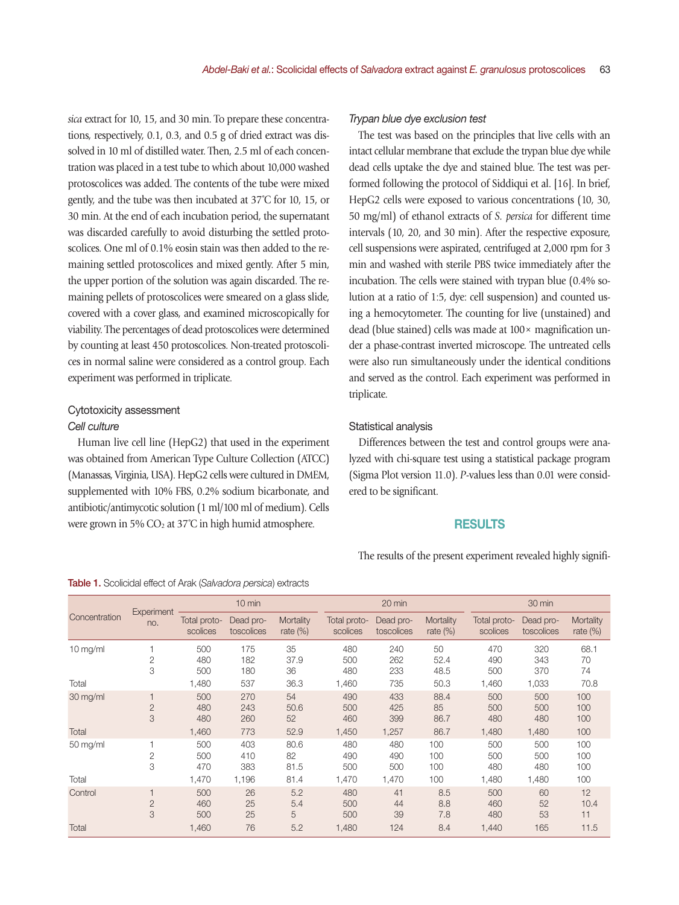*sica* extract for 10, 15, and 30 min. To prepare these concentrations, respectively, 0.1, 0.3, and 0.5 g of dried extract was dissolved in 10 ml of distilled water. Then, 2.5 ml of each concentration was placed in a test tube to which about 10,000 washed protoscolices was added. The contents of the tube were mixed gently, and the tube was then incubated at 37˚C for 10, 15, or 30 min. At the end of each incubation period, the supernatant was discarded carefully to avoid disturbing the settled protoscolices. One ml of 0.1% eosin stain was then added to the remaining settled protoscolices and mixed gently. After 5 min, the upper portion of the solution was again discarded. The remaining pellets of protoscolices were smeared on a glass slide, covered with a cover glass, and examined microscopically for viability. The percentages of dead protoscolices were determined by counting at least 450 protoscolices. Non-treated protoscolices in normal saline were considered as a control group. Each experiment was performed in triplicate.

## Cytotoxicity assessment

### *Cell culture*

Human live cell line (HepG2) that used in the experiment was obtained from American Type Culture Collection (ATCC) (Manassas, Virginia, USA). HepG2 cells were cultured in DMEM, supplemented with 10% FBS, 0.2% sodium bicarbonate, and antibiotic/antimycotic solution (1 ml/100 ml of medium). Cells were grown in 5% $CO_2$ at 37˚C in high humid atmosphere.

### *Trypan blue dye exclusion test*

The test was based on the principles that live cells with an intact cellular membrane that exclude the trypan blue dye while dead cells uptake the dye and stained blue. The test was performed following the protocol of Siddiqui et al. [16]. In brief, HepG2 cells were exposed to various concentrations (10, 30, 50 mg/ml) of ethanol extracts of *S. persica* for different time intervals (10, 20, and 30 min). After the respective exposure, cell suspensions were aspirated, centrifuged at 2,000 rpm for 3 min and washed with sterile PBS twice immediately after the incubation. The cells were stained with trypan blue (0.4% solution at a ratio of 1:5, dye: cell suspension) and counted using a hemocytometer. The counting for live (unstained) and dead (blue stained) cells was made at 100× magnification under a phase-contrast inverted microscope. The untreated cells were also run simultaneously under the identical conditions and served as the control. Each experiment was performed in triplicate.

## Statistical analysis

Differences between the test and control groups were analyzed with chi-square test using a statistical package program (Sigma Plot version 11.0). *P*-values less than 0.01 were considered to be significant.

## RESULTS

The results of the present experiment revealed highly signifi-

**Table 1.** Scolicidal effect of Arak (*Salvadora persica*) extracts

| Concentration | Experiment no. | 10 min | | | 20 min | | | 30 min | | |
|---|---|---|---|---|---|---|---|---|---|---|
| | | Total protoscolices | Dead protoscolices | Mortality rate (%) | Total protoscolices | Dead protoscolices | Mortality rate (%) | Total protoscolices | Dead protoscolices | Mortality rate (%) |
| 10 mg/ml | 1 | 500 | 175 | 35 | 480 | 240 | 50 | 470 | 320 | 68.1 |
| | 2 | 480 | 182 | 37.9 | 500 | 262 | 52.4 | 490 | 343 | 70 |
| | 3 | 500 | 180 | 36 | 480 | 233 | 48.5 | 500 | 370 | 74 |
| Total | | 1,480 | 537 | 36.3 | 1,460 | 735 | 50.3 | 1,460 | 1,033 | 70.8 |
| 30 mg/ml | 1 | 500 | 270 | 54 | 490 | 433 | 88.4 | 500 | 500 | 100 |
| | 2 | 480 | 243 | 50.6 | 500 | 425 | 85 | 500 | 500 | 100 |
| | 3 | 480 | 260 | 52 | 460 | 399 | 86.7 | 480 | 480 | 100 |
| Total | | 1,460 | 773 | 52.9 | 1,450 | 1,257 | 86.7 | 1,480 | 1,480 | 100 |
| 50 mg/ml | 1 | 500 | 403 | 80.6 | 480 | 480 | 100 | 500 | 500 | 100 |
| | 2 | 500 | 410 | 82 | 490 | 490 | 100 | 500 | 500 | 100 |
| | 3 | 470 | 383 | 81.5 | 500 | 500 | 100 | 480 | 480 | 100 |
| Total | | 1,470 | 1,196 | 81.4 | 1,470 | 1,470 | 100 | 1,480 | 1,480 | 100 |
| Control | 1 | 500 | 26 | 5.2 | 480 | 41 | 8.5 | 500 | 60 | 12 |
| | 2 | 460 | 25 | 5.4 | 500 | 44 | 8.8 | 460 | 52 | 10.4 |
| | 3 | 500 | 25 | 5 | 500 | 39 | 7.8 | 480 | 53 | 11 |
| Total | | 1,460 | 76 | 5.2 | 1,480 | 124 | 8.4 | 1,440 | 165 | 11.5 |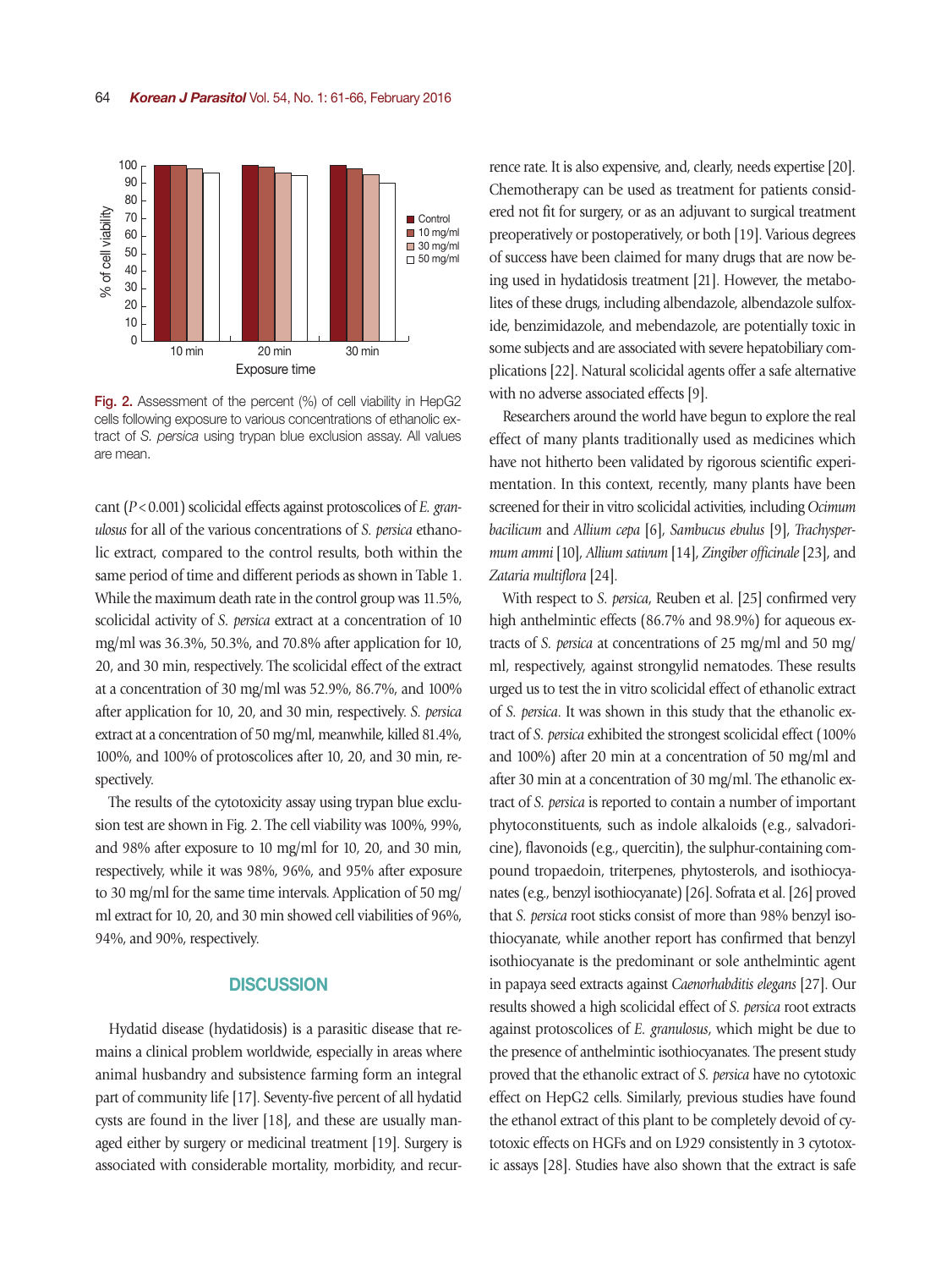Fig. 2. Assessment of the percent (%) of cell viability in HepG2 cells following exposure to various concentrations of ethanolic extract of *S. persica* using trypan blue exclusion assay. All values are mean.

cant ($P < 0.001$) scolicidal effects against protoscolices of *E. granulosus* for all of the various concentrations of *S. persica* ethanolic extract, compared to the control results, both within the same period of time and different periods as shown in Table 1. While the maximum death rate in the control group was 11.5%, scolicidal activity of *S. persica* extract at a concentration of 10 mg/ml was 36.3%, 50.3%, and 70.8% after application for 10, 20, and 30 min, respectively. The scolicidal effect of the extract at a concentration of 30 mg/ml was 52.9%, 86.7%, and 100% after application for 10, 20, and 30 min, respectively. *S. persica* extract at a concentration of 50 mg/ml, meanwhile, killed 81.4%, 100%, and 100% of protoscolices after 10, 20, and 30 min, respectively.

The results of the cytotoxicity assay using trypan blue exclusion test are shown in Fig. 2. The cell viability was 100%, 99%, and 98% after exposure to 10 mg/ml for 10, 20, and 30 min, respectively, while it was 98%, 96%, and 95% after exposure to 30 mg/ml for the same time intervals. Application of 50 mg/ml extract for 10, 20, and 30 min showed cell viabilities of 96%, 94%, and 90%, respectively.

## DISCUSSION

Hydatid disease (hydatidosis) is a parasitic disease that remains a clinical problem worldwide, especially in areas where animal husbandry and subsistence farming form an integral part of community life [17]. Seventy-five percent of all hydatid cysts are found in the liver [18], and these are usually managed either by surgery or medicinal treatment [19]. Surgery is associated with considerable mortality, morbidity, and recurrence rate. It is also expensive, and, clearly, needs expertise [20]. Chemotherapy can be used as treatment for patients considered not fit for surgery, or as an adjuvant to surgical treatment preoperatively or postoperatively, or both [19]. Various degrees of success have been claimed for many drugs that are now being used in hydatidosis treatment [21]. However, the metabolites of these drugs, including albendazole, albendazole sulfoxide, benzimidazole, and mebendazole, are potentially toxic in some subjects and are associated with severe hepatobiliary complications [22]. Natural scolicidal agents offer a safe alternative with no adverse associated effects [9].

Researchers around the world have begun to explore the real effect of many plants traditionally used as medicines which have not hitherto been validated by rigorous scientific experimentation. In this context, recently, many plants have been screened for their in vitro scolicidal activities, including *Ocimum bacilicum* and *Allium cepa* [6], *Sambucus ebulus* [9], *Trachyspermum ammi* [10], *Allium sativum* [14], *Zingiber officinale* [23], and *Zataria multiflora* [24].

With respect to *S. persica*, Reuben et al. [25] confirmed very high anthelmintic effects (86.7% and 98.9%) for aqueous extracts of *S. persica* at concentrations of 25 mg/ml and 50 mg/ml, respectively, against strongylid nematodes. These results urged us to test the in vitro scolicidal effect of ethanolic extract of *S. persica*. It was shown in this study that the ethanolic extract of *S. persica* exhibited the strongest scolicidal effect (100% and 100%) after 20 min at a concentration of 50 mg/ml and after 30 min at a concentration of 30 mg/ml. The ethanolic extract of *S. persica* is reported to contain a number of important phytoconstituents, such as indole alkaloids (e.g., salvadoricine), flavonoids (e.g., quercitin), the sulphur-containing compound tropaedoin, triterpenes, phytosterols, and isothiocyanates (e.g., benzyl isothiocyanate) [26]. Sofrata et al. [26] proved that *S. persica* root sticks consist of more than 98% benzyl isothiocyanate, while another report has confirmed that benzyl isothiocyanate is the predominant or sole anthelmintic agent in papaya seed extracts against *Caenorhabditis elegans* [27]. Our results showed a high scolicidal effect of *S. persica* root extracts against protoscolices of *E. granulosus*, which might be due to the presence of anthelmintic isothiocyanates. The present study proved that the ethanolic extract of *S. persica* have no cytotoxic effect on HepG2 cells. Similarly, previous studies have found the ethanol extract of this plant to be completely devoid of cytotoxic effects on HGFs and on L929 consistently in 3 cytotoxic assays [28]. Studies have also shown that the extract is safe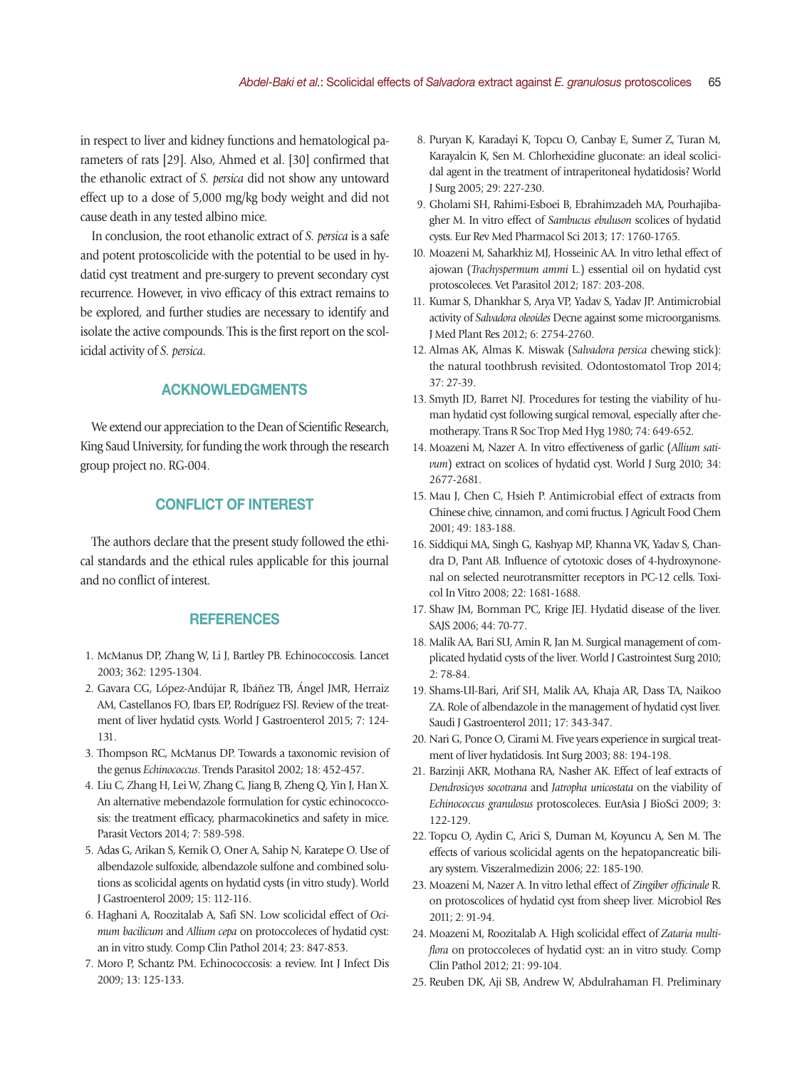in respect to liver and kidney functions and hematological parameters of rats [29]. Also, Ahmed et al. [30] confirmed that the ethanolic extract of *S. persica* did not show any untoward effect up to a dose of 5,000 mg/kg body weight and did not cause death in any tested albino mice.

In conclusion, the root ethanolic extract of *S. persica* is a safe and potent protoscolicide with the potential to be used in hydatid cyst treatment and pre-surgery to prevent secondary cyst recurrence. However, in vivo efficacy of this extract remains to be explored, and further studies are necessary to identify and isolate the active compounds. This is the first report on the scolicidal activity of *S. persica*.

## ACKNOWLEDGMENTS

We extend our appreciation to the Dean of Scientific Research, King Saud University, for funding the work through the research group project no. RG-004.

## CONFLICT OF INTEREST

The authors declare that the present study followed the ethical standards and the ethical rules applicable for this journal and no conflict of interest.

## REFERENCES

1. McManus DP, Zhang W, Li J, Bartley PB. Echinococcosis. Lancet 2003; 362: 1295-1304.
2. Gavara CG, López-Andújar R, Ibáñez TB, Ángel JMR, Herraiz AM, Castellanos FO, Ibars EP, Rodríguez FSJ. Review of the treatment of liver hydatid cysts. World J Gastroenterol 2015; 7: 124-131.
3. Thompson RC, McManus DP. Towards a taxonomic revision of the genus *Echinococcus*. Trends Parasitol 2002; 18: 452-457.
4. Liu C, Zhang H, Lei W, Zhang C, Jiang B, Zheng Q, Yin J, Han X. An alternative mebendazole formulation for cystic echinococcosis: the treatment efficacy, pharmacokinetics and safety in mice. Parasit Vectors 2014; 7: 589-598.
5. Adas G, Arikan S, Kemik O, Oner A, Sahip N, Karatepe O. Use of albendazole sulfoxide, albendazole sulfone and combined solutions as scolicidal agents on hydatid cysts (in vitro study). World J Gastroenterol 2009; 15: 112-116.
6. Haghani A, Roozitalab A, Safi SN. Low scolicidal effect of *Ocimum bacilicum* and *Allium cepa* on protoccoleces of hydatid cyst: an in vitro study. Comp Clin Pathol 2014; 23: 847-853.
7. Moro P, Schantz PM. Echinococcosis: a review. Int J Infect Dis 2009; 13: 125-133.
8. Puryan K, Karadayi K, Topcu O, Canbay E, Sumer Z, Turan M, Karayalcin K, Sen M. Chlorhexidine gluconate: an ideal scolicidal agent in the treatment of intraperitoneal hydatidosis? World J Surg 2005; 29: 227-230.
9. Gholami SH, Rahimi-Esboei B, Ebrahimzadeh MA, Pourhajibagher M. In vitro effect of *Sambucus ebuluson* scolices of hydatid cysts. Eur Rev Med Pharmacol Sci 2013; 17: 1760-1765.
10. Moazeni M, Saharkhiz MJ, Hosseinic AA. In vitro lethal effect of ajowan (*Trachyspermum ammi* L.) essential oil on hydatid cyst protoscoleces. Vet Parasitol 2012; 187: 203-208.
11. Kumar S, Dhankhar S, Arya VP, Yadav S, Yadav JP. Antimicrobial activity of *Salvadora oleoides* Decne against some microorganisms. J Med Plant Res 2012; 6: 2754-2760.
12. Almas AK, Almas K. Miswak (*Salvadora persica* chewing stick): the natural toothbrush revisited. Odontostomatol Trop 2014; 37: 27-39.
13. Smyth JD, Barret NJ. Procedures for testing the viability of human hydatid cyst following surgical removal, especially after chemotherapy. Trans R Soc Trop Med Hyg 1980; 74: 649-652.
14. Moazeni M, Nazer A. In vitro effectiveness of garlic (*Allium sativum*) extract on scolices of hydatid cyst. World J Surg 2010; 34: 2677-2681.
15. Mau J, Chen C, Hsieh P. Antimicrobial effect of extracts from Chinese chive, cinnamon, and corni fructus. J Agricult Food Chem 2001; 49: 183-188.
16. Siddiqui MA, Singh G, Kashyap MP, Khanna VK, Yadav S, Chandra D, Pant AB. Influence of cytotoxic doses of 4-hydroxynonenal on selected neurotransmitter receptors in PC-12 cells. Toxicol In Vitro 2008; 22: 1681-1688.
17. Shaw JM, Bornman PC, Krige JEJ. Hydatid disease of the liver. SAJS 2006; 44: 70-77.
18. Malik AA, Bari SU, Amin R, Jan M. Surgical management of complicated hydatid cysts of the liver. World J Gastrointest Surg 2010; 2: 78-84.
19. Shams-Ul-Bari, Arif SH, Malik AA, Khaja AR, Dass TA, Naikoo ZA. Role of albendazole in the management of hydatid cyst liver. Saudi J Gastroenterol 2011; 17: 343-347.
20. Nari G, Ponce O, Cirami M. Five years experience in surgical treatment of liver hydatidosis. Int Surg 2003; 88: 194-198.
21. Barzinji AKR, Mothana RA, Nasher AK. Effect of leaf extracts of *Dendrosicyos socotrana* and *Jatropha unicostata* on the viability of *Echinococcus granulosus* protoscoleces. EurAsia J BioSci 2009; 3: 122-129.
22. Topcu O, Aydin C, Arici S, Duman M, Koyuncu A, Sen M. The effects of various scolicidal agents on the hepatopancreatic biliary system. Viszeralmedizin 2006; 22: 185-190.
23. Moazeni M, Nazer A. In vitro lethal effect of *Zingiber officinale* R. on protoscolices of hydatid cyst from sheep liver. Microbiol Res 2011; 2: 91-94.
24. Moazeni M, Roozitalab A. High scolicidal effect of *Zataria multiflora* on protoccoleces of hydatid cyst: an in vitro study. Comp Clin Pathol 2012; 21: 99-104.
25. Reuben DK, Aji SB, Andrew W, Abdulrahaman FI. Preliminary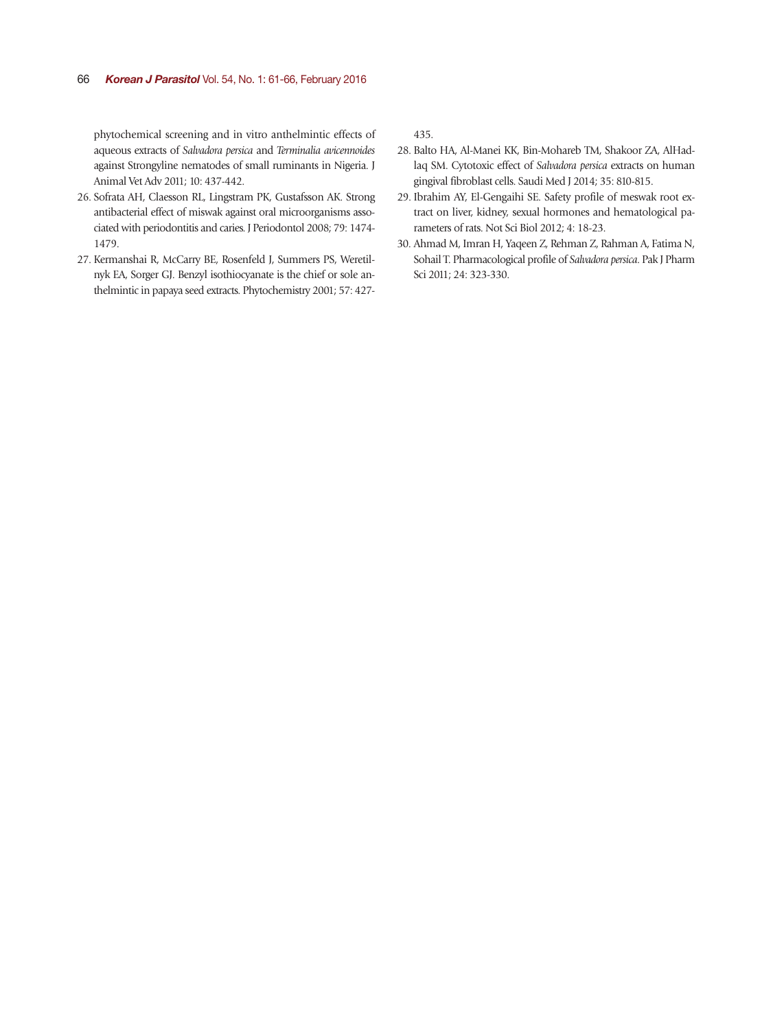phytochemical screening and in vitro anthelmintic effects of aqueous extracts of *Salvadora persica* and *Terminalia avicennoides* against Strongyline nematodes of small ruminants in Nigeria. J Animal Vet Adv 2011; 10: 437-442.

26. Sofrata AH, Claesson RL, Lingstram PK, Gustafsson AK. Strong antibacterial effect of miswak against oral microorganisms associated with periodontitis and caries. J Periodontol 2008; 79: 1474-1479.
27. Kermanshai R, McCarry BE, Rosenfeld J, Summers PS, Weretilnyk EA, Sorger GJ. Benzyl isothiocyanate is the chief or sole anthelmintic in papaya seed extracts. Phytochemistry 2001; 57: 427-435.
28. Balto HA, Al-Manei KK, Bin-Mohareb TM, Shakoor ZA, AlHadlaq SM. Cytotoxic effect of *Salvadora persica* extracts on human gingival fibroblast cells. Saudi Med J 2014; 35: 810-815.
29. Ibrahim AY, El-Gengaihi SE. Safety profile of meswak root extract on liver, kidney, sexual hormones and hematological parameters of rats. Not Sci Biol 2012; 4: 18-23.
30. Ahmad M, Imran H, Yaqeen Z, Rehman Z, Rahman A, Fatima N, Sohail T. Pharmacological profile of *Salvadora persica*. Pak J Pharm Sci 2011; 24: 323-330.